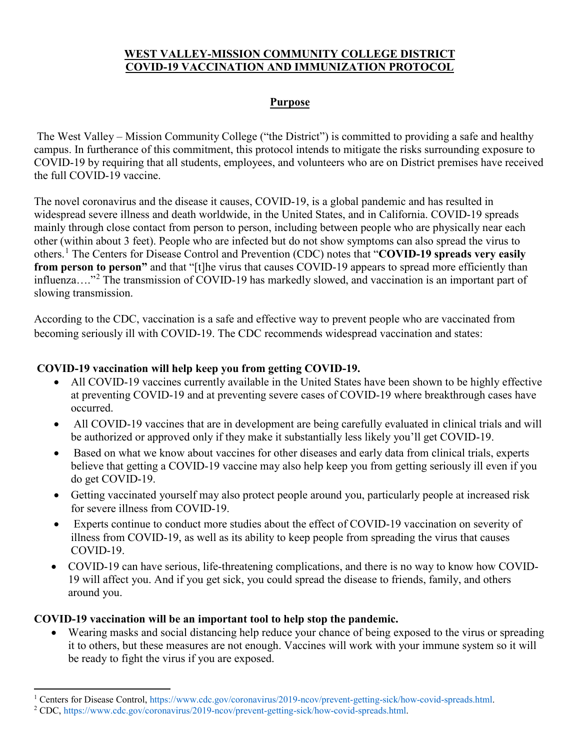# WEST VALLEY-MISSION COMMUNITY COLLEGE DISTRICT COVID-19 VACCINATION AND IMMUNIZATION PROTOCOL

## Purpose

The West Valley – Mission Community College ("the District") is committed to providing a safe and healthy campus. In furtherance of this commitment, this protocol intends to mitigate the risks surrounding exposure to COVID-19 by requiring that all students, employees, and volunteers who are on District premises have received the full COVID-19 vaccine.

The novel coronavirus and the disease it causes, COVID-19, is a global pandemic and has resulted in widespread severe illness and death worldwide, in the United States, and in California. COVID-19 spreads mainly through close contact from person to person, including between people who are physically near each other (within about 3 feet). People who are infected but do not show symptoms can also spread the virus to others.[1] The Centers for Disease Control and Prevention (CDC) notes that "**COVID-19 spreads very easily from person to person"** and that "[t]he virus that causes COVID-19 appears to spread more efficiently than influenza…."[2] The transmission of COVID-19 has markedly slowed, and vaccination is an important part of slowing transmission.

According to the CDC, vaccination is a safe and effective way to prevent people who are vaccinated from becoming seriously ill with COVID-19. The CDC recommends widespread vaccination and states:

**COVID-19 vaccination will help keep you from getting COVID-19.**

- All COVID-19 vaccines currently available in the United States have been shown to be highly effective at preventing COVID-19 and at preventing severe cases of COVID-19 where breakthrough cases have occurred.
- All COVID-19 vaccines that are in development are being carefully evaluated in clinical trials and will be authorized or approved only if they make it substantially less likely you'll get COVID-19.
- Based on what we know about vaccines for other diseases and early data from clinical trials, experts believe that getting a COVID-19 vaccine may also help keep you from getting seriously ill even if you do get COVID-19.
- Getting vaccinated yourself may also protect people around you, particularly people at increased risk for severe illness from COVID-19.
- Experts continue to conduct more studies about the effect of COVID-19 vaccination on severity of illness from COVID-19, as well as its ability to keep people from spreading the virus that causes COVID-19.
- COVID-19 can have serious, life-threatening complications, and there is no way to know how COVID-19 will affect you. And if you get sick, you could spread the disease to friends, family, and others around you.

**COVID-19 vaccination will be an important tool to help stop the pandemic.**

- Wearing masks and social distancing help reduce your chance of being exposed to the virus or spreading it to others, but these measures are not enough. Vaccines will work with your immune system so it will be ready to fight the virus if you are exposed.

---

[1] Centers for Disease Control, https://www.cdc.gov/coronavirus/2019-ncov/prevent-getting-sick/how-covid-spreads.html.

[2] CDC, https://www.cdc.gov/coronavirus/2019-ncov/prevent-getting-sick/how-covid-spreads.html.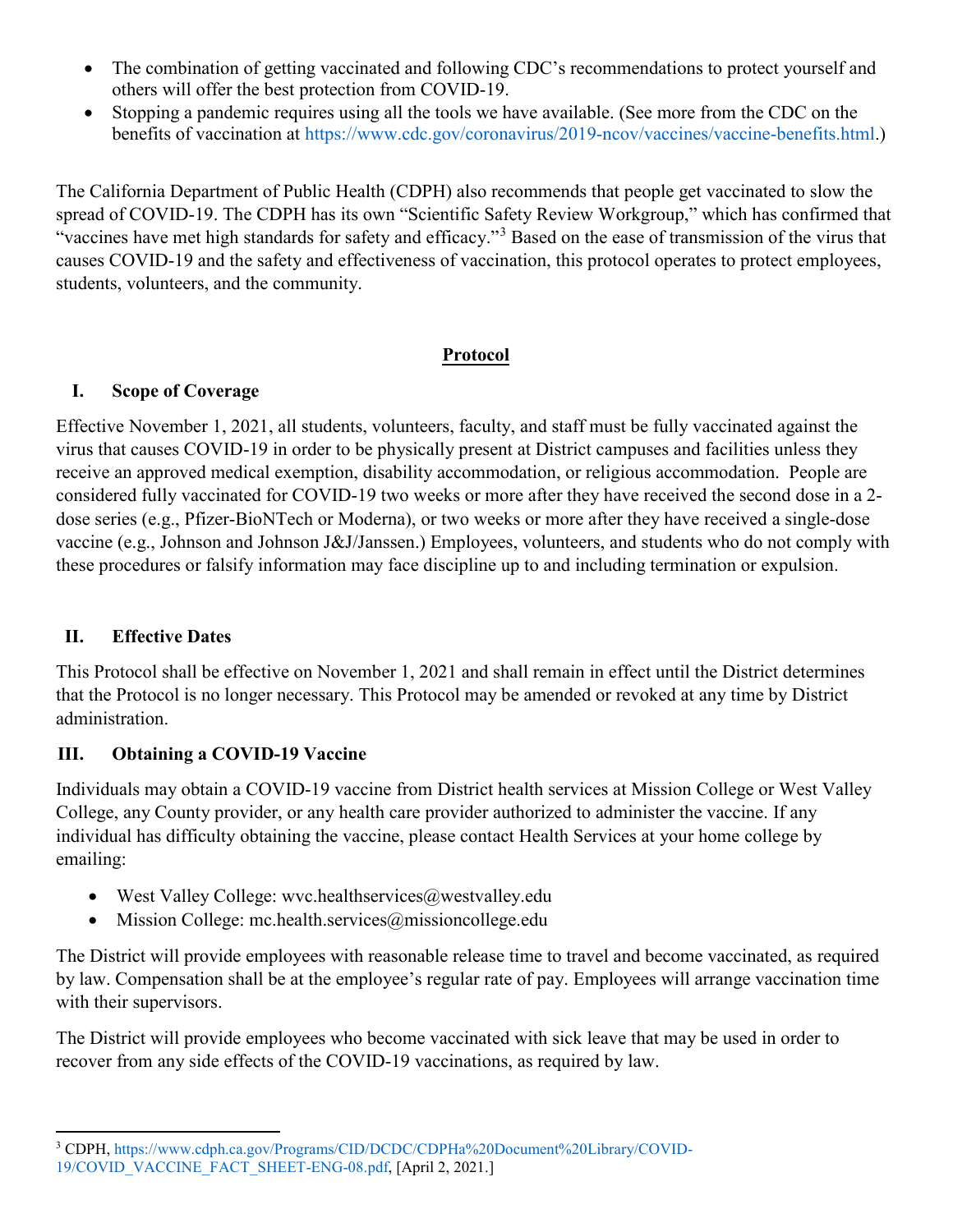- The combination of getting vaccinated and following CDC's recommendations to protect yourself and others will offer the best protection from COVID-19.
- Stopping a pandemic requires using all the tools we have available. (See more from the CDC on the benefits of vaccination at https://www.cdc.gov/coronavirus/2019-ncov/vaccines/vaccine-benefits.html.)

The California Department of Public Health (CDPH) also recommends that people get vaccinated to slow the spread of COVID-19. The CDPH has its own "Scientific Safety Review Workgroup," which has confirmed that "vaccines have met high standards for safety and efficacy."[3] Based on the ease of transmission of the virus that causes COVID-19 and the safety and effectiveness of vaccination, this protocol operates to protect employees, students, volunteers, and the community.

## Protocol

### I. Scope of Coverage

Effective November 1, 2021, all students, volunteers, faculty, and staff must be fully vaccinated against the virus that causes COVID-19 in order to be physically present at District campuses and facilities unless they receive an approved medical exemption, disability accommodation, or religious accommodation. People are considered fully vaccinated for COVID-19 two weeks or more after they have received the second dose in a 2-dose series (e.g., Pfizer-BioNTech or Moderna), or two weeks or more after they have received a single-dose vaccine (e.g., Johnson and Johnson J&J/Janssen.) Employees, volunteers, and students who do not comply with these procedures or falsify information may face discipline up to and including termination or expulsion.

### II. Effective Dates

This Protocol shall be effective on November 1, 2021 and shall remain in effect until the District determines that the Protocol is no longer necessary. This Protocol may be amended or revoked at any time by District administration.

### III. Obtaining a COVID-19 Vaccine

Individuals may obtain a COVID-19 vaccine from District health services at Mission College or West Valley College, any County provider, or any health care provider authorized to administer the vaccine. If any individual has difficulty obtaining the vaccine, please contact Health Services at your home college by emailing:

- West Valley College: wvc.healthservices@westvalley.edu
- Mission College: mc.health.services@missioncollege.edu

The District will provide employees with reasonable release time to travel and become vaccinated, as required by law. Compensation shall be at the employee's regular rate of pay. Employees will arrange vaccination time with their supervisors.

The District will provide employees who become vaccinated with sick leave that may be used in order to recover from any side effects of the COVID-19 vaccinations, as required by law.

---

[3] CDPH, https://www.cdph.ca.gov/Programs/CID/DCDC/CDPHa%20Document%20Library/COVID-19/COVID_VACCINE_FACT_SHEET-ENG-08.pdf, [April 2, 2021.]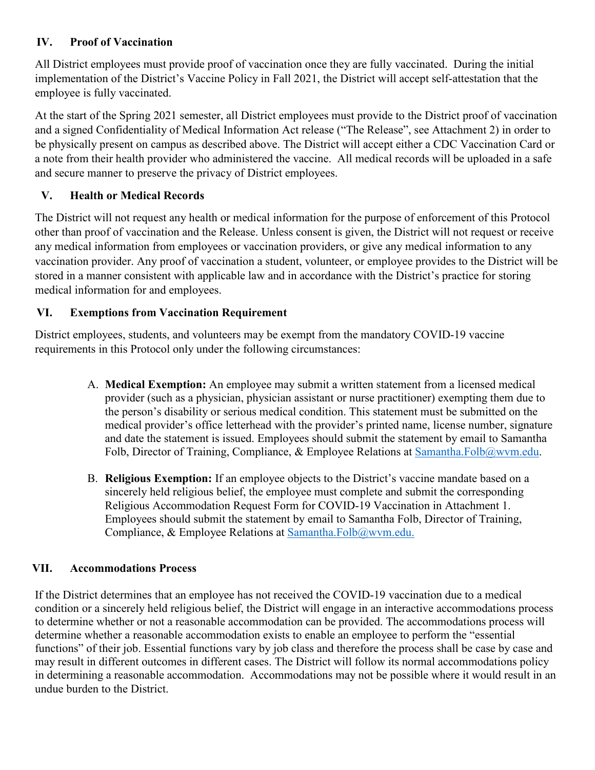## IV. Proof of Vaccination

All District employees must provide proof of vaccination once they are fully vaccinated. During the initial implementation of the District's Vaccine Policy in Fall 2021, the District will accept self-attestation that the employee is fully vaccinated.

At the start of the Spring 2021 semester, all District employees must provide to the District proof of vaccination and a signed Confidentiality of Medical Information Act release ("The Release", see Attachment 2) in order to be physically present on campus as described above. The District will accept either a CDC Vaccination Card or a note from their health provider who administered the vaccine. All medical records will be uploaded in a safe and secure manner to preserve the privacy of District employees.

## V. Health or Medical Records

The District will not request any health or medical information for the purpose of enforcement of this Protocol other than proof of vaccination and the Release. Unless consent is given, the District will not request or receive any medical information from employees or vaccination providers, or give any medical information to any vaccination provider. Any proof of vaccination a student, volunteer, or employee provides to the District will be stored in a manner consistent with applicable law and in accordance with the District's practice for storing medical information for and employees.

## VI. Exemptions from Vaccination Requirement

District employees, students, and volunteers may be exempt from the mandatory COVID-19 vaccine requirements in this Protocol only under the following circumstances:

A. **Medical Exemption:** An employee may submit a written statement from a licensed medical provider (such as a physician, physician assistant or nurse practitioner) exempting them due to the person's disability or serious medical condition. This statement must be submitted on the medical provider's office letterhead with the provider's printed name, license number, signature and date the statement is issued. Employees should submit the statement by email to Samantha Folb, Director of Training, Compliance, & Employee Relations at Samantha.Folb@wvm.edu.

B. **Religious Exemption:** If an employee objects to the District's vaccine mandate based on a sincerely held religious belief, the employee must complete and submit the corresponding Religious Accommodation Request Form for COVID-19 Vaccination in Attachment 1. Employees should submit the statement by email to Samantha Folb, Director of Training, Compliance, & Employee Relations at Samantha.Folb@wvm.edu.

## VII. Accommodations Process

If the District determines that an employee has not received the COVID-19 vaccination due to a medical condition or a sincerely held religious belief, the District will engage in an interactive accommodations process to determine whether or not a reasonable accommodation can be provided. The accommodations process will determine whether a reasonable accommodation exists to enable an employee to perform the "essential functions" of their job. Essential functions vary by job class and therefore the process shall be case by case and may result in different outcomes in different cases. The District will follow its normal accommodations policy in determining a reasonable accommodation. Accommodations may not be possible where it would result in an undue burden to the District.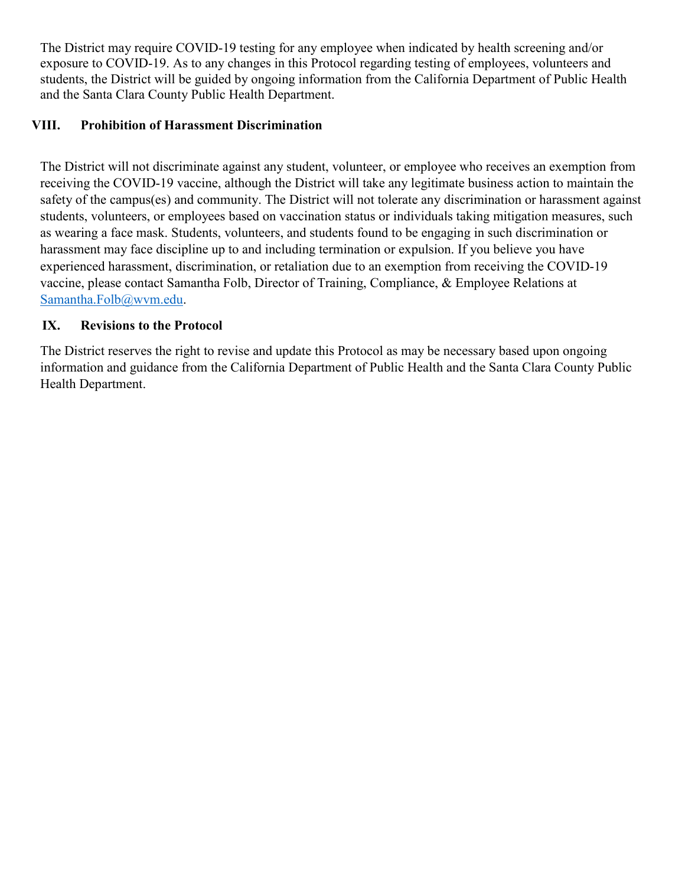The District may require COVID-19 testing for any employee when indicated by health screening and/or exposure to COVID-19. As to any changes in this Protocol regarding testing of employees, volunteers and students, the District will be guided by ongoing information from the California Department of Public Health and the Santa Clara County Public Health Department.

## VIII. Prohibition of Harassment Discrimination

The District will not discriminate against any student, volunteer, or employee who receives an exemption from receiving the COVID-19 vaccine, although the District will take any legitimate business action to maintain the safety of the campus(es) and community. The District will not tolerate any discrimination or harassment against students, volunteers, or employees based on vaccination status or individuals taking mitigation measures, such as wearing a face mask. Students, volunteers, and students found to be engaging in such discrimination or harassment may face discipline up to and including termination or expulsion. If you believe you have experienced harassment, discrimination, or retaliation due to an exemption from receiving the COVID-19 vaccine, please contact Samantha Folb, Director of Training, Compliance, & Employee Relations at Samantha.Folb@wvm.edu.

## IX. Revisions to the Protocol

The District reserves the right to revise and update this Protocol as may be necessary based upon ongoing information and guidance from the California Department of Public Health and the Santa Clara County Public Health Department.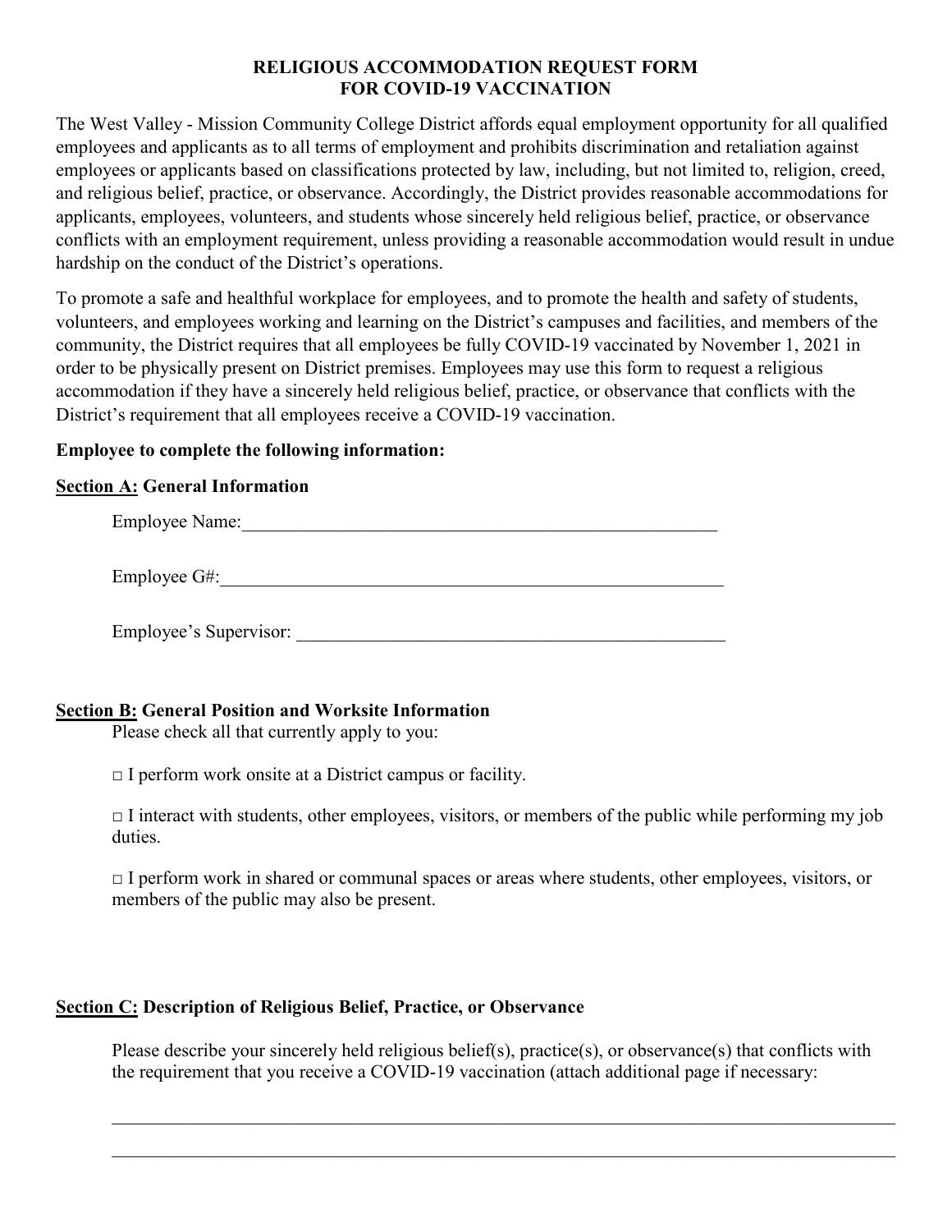**RELIGIOUS ACCOMMODATION REQUEST FORM**
**FOR COVID-19 VACCINATION**

The West Valley - Mission Community College District affords equal employment opportunity for all qualified employees and applicants as to all terms of employment and prohibits discrimination and retaliation against employees or applicants based on classifications protected by law, including, but not limited to, religion, creed, and religious belief, practice, or observance. Accordingly, the District provides reasonable accommodations for applicants, employees, volunteers, and students whose sincerely held religious belief, practice, or observance conflicts with an employment requirement, unless providing a reasonable accommodation would result in undue hardship on the conduct of the District's operations.

To promote a safe and healthful workplace for employees, and to promote the health and safety of students, volunteers, and employees working and learning on the District's campuses and facilities, and members of the community, the District requires that all employees be fully COVID-19 vaccinated by November 1, 2021 in order to be physically present on District premises. Employees may use this form to request a religious accommodation if they have a sincerely held religious belief, practice, or observance that conflicts with the District's requirement that all employees receive a COVID-19 vaccination.

**Employee to complete the following information:**

**Section A: General Information**

Employee Name:_____________________________________________________

Employee G#:_______________________________________________________

Employee's Supervisor: _______________________________________________

**Section B: General Position and Worksite Information**

Please check all that currently apply to you:

□ I perform work onsite at a District campus or facility.

□ I interact with students, other employees, visitors, or members of the public while performing my job duties.

□ I perform work in shared or communal spaces or areas where students, other employees, visitors, or members of the public may also be present.

**Section C: Description of Religious Belief, Practice, or Observance**

Please describe your sincerely held religious belief(s), practice(s), or observance(s) that conflicts with the requirement that you receive a COVID-19 vaccination (attach additional page if necessary:

_____________________________________________________________________________

_____________________________________________________________________________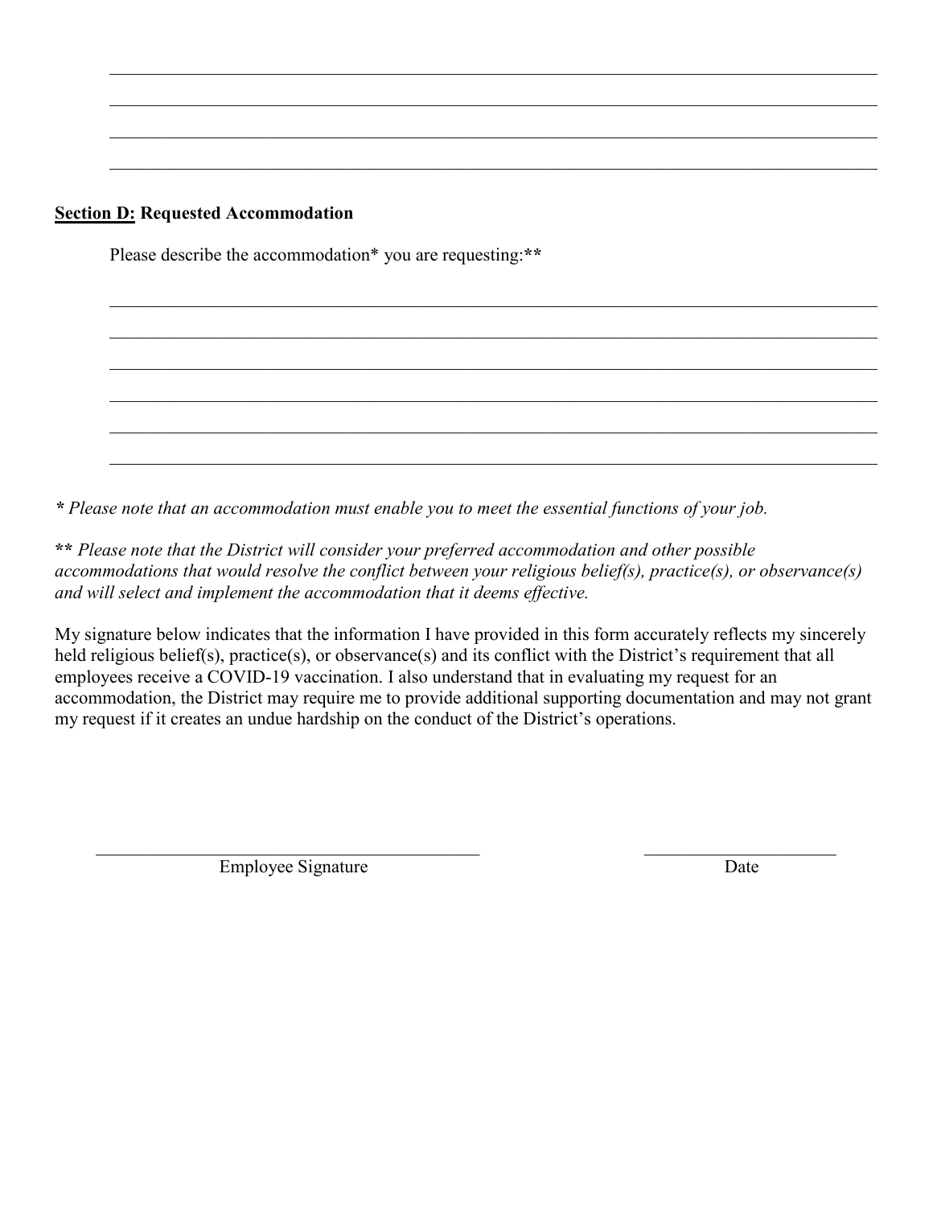**<u>Section D:</u> Requested Accommodation**

Please describe the accommodation* you are requesting:**

***** *Please note that an accommodation must enable you to meet the essential functions of your job.*

****** *Please note that the District will consider your preferred accommodation and other possible accommodations that would resolve the conflict between your religious belief(s), practice(s), or observance(s) and will select and implement the accommodation that it deems effective.*

My signature below indicates that the information I have provided in this form accurately reflects my sincerely held religious belief(s), practice(s), or observance(s) and its conflict with the District's requirement that all employees receive a COVID-19 vaccination. I also understand that in evaluating my request for an accommodation, the District may require me to provide additional supporting documentation and may not grant my request if it creates an undue hardship on the conduct of the District's operations.

_____________________________________________ &nbsp;&nbsp;&nbsp;&nbsp;&nbsp;&nbsp;&nbsp;&nbsp; ______________________
Employee Signature &nbsp;&nbsp;&nbsp;&nbsp;&nbsp;&nbsp;&nbsp;&nbsp;&nbsp;&nbsp;&nbsp;&nbsp;&nbsp;&nbsp;&nbsp;&nbsp;&nbsp;&nbsp;&nbsp;&nbsp;&nbsp;&nbsp;&nbsp;&nbsp;&nbsp;&nbsp;&nbsp;&nbsp;&nbsp;&nbsp;&nbsp;&nbsp;&nbsp;&nbsp;&nbsp;&nbsp;&nbsp;&nbsp;&nbsp;&nbsp; Date